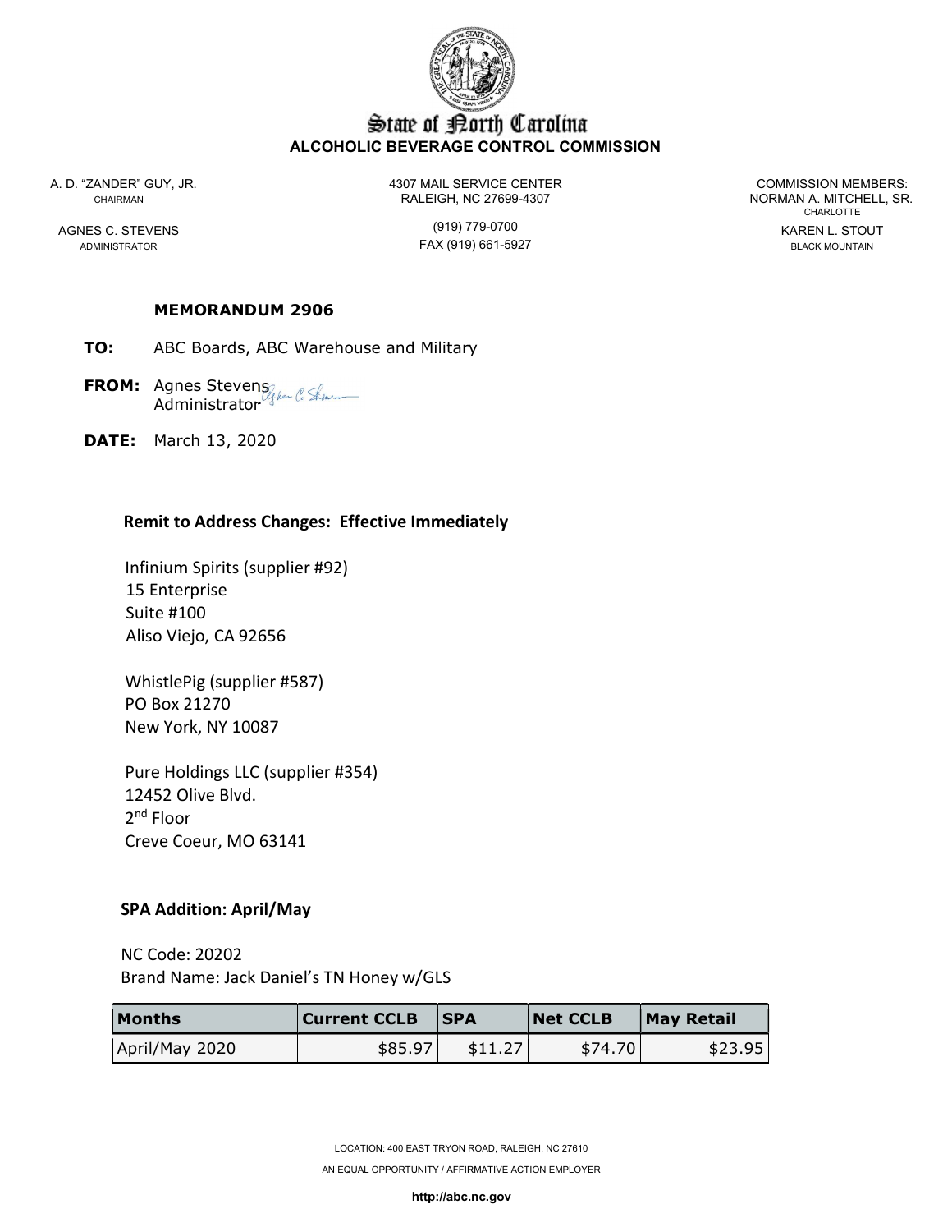# State of North Carolina
## ALCOHOLIC BEVERAGE CONTROL COMMISSION

A. D. "ZANDER" GUY, JR.
CHAIRMAN

AGNES C. STEVENS
ADMINISTRATOR

4307 MAIL SERVICE CENTER
RALEIGH, NC 27699-4307

(919) 779-0700
FAX (919) 661-5927

COMMISSION MEMBERS:
NORMAN A. MITCHELL, SR.
CHARLOTTE

KAREN L. STOUT
BLACK MOUNTAIN

**MEMORANDUM 2906**

**TO:** ABC Boards, ABC Warehouse and Military

**FROM:** Agnes Stevens
Administrator

**DATE:** March 13, 2020

### Remit to Address Changes: Effective Immediately

Infinium Spirits (supplier #92)
15 Enterprise
Suite #100
Aliso Viejo, CA 92656

WhistlePig (supplier #587)
PO Box 21270
New York, NY 10087

Pure Holdings LLC (supplier #354)
12452 Olive Blvd.
2nd Floor
Creve Coeur, MO 63141

### SPA Addition: April/May

NC Code: 20202
Brand Name: Jack Daniel's TN Honey w/GLS

| Months | Current CCLB | SPA | Net CCLB | May Retail |
|---|---|---|---|---|
| April/May 2020 | $85.97 | $11.27 | $74.70 | $23.95 |

LOCATION: 400 EAST TRYON ROAD, RALEIGH, NC 27610

AN EQUAL OPPORTUNITY / AFFIRMATIVE ACTION EMPLOYER

http://abc.nc.gov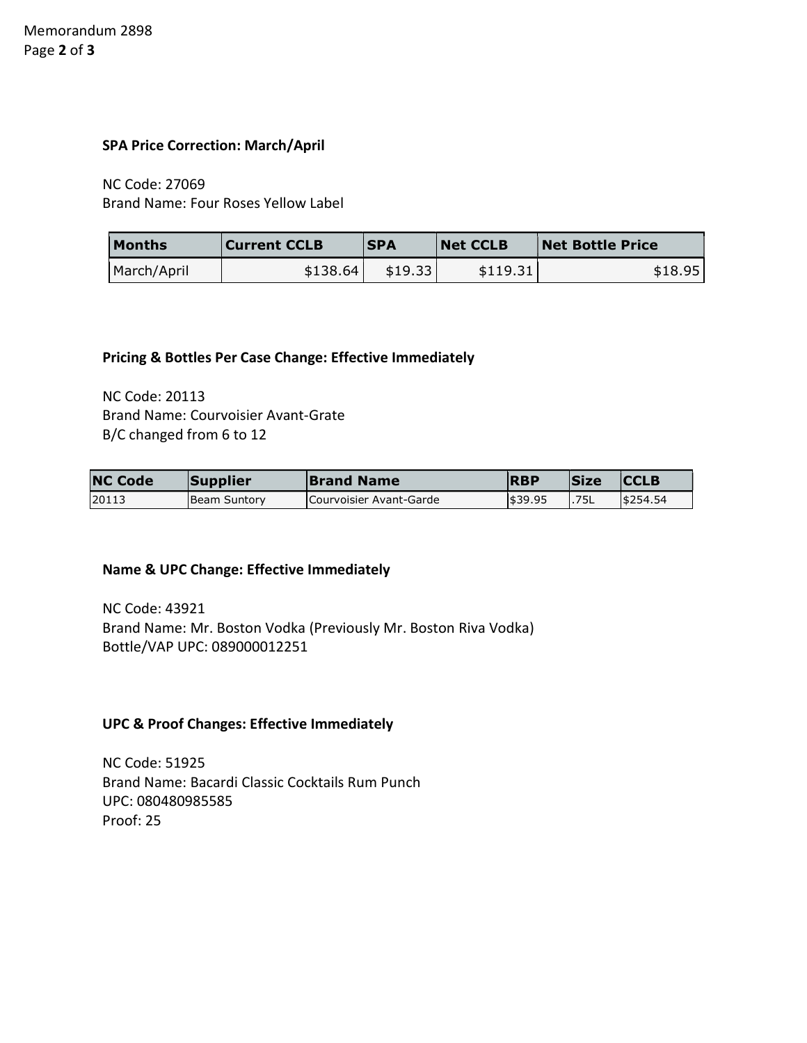**SPA Price Correction: March/April**

NC Code: 27069
Brand Name: Four Roses Yellow Label

| Months | Current CCLB | SPA | Net CCLB | Net Bottle Price |
|---|---|---|---|---|
| March/April | $138.64 | $19.33 | $119.31 | $18.95 |

**Pricing & Bottles Per Case Change: Effective Immediately**

NC Code: 20113
Brand Name: Courvoisier Avant-Grate
B/C changed from 6 to 12

| NC Code | Supplier | Brand Name | RBP | Size | CCLB |
|---|---|---|---|---|---|
| 20113 | Beam Suntory | Courvoisier Avant-Garde | $39.95 | .75L | $254.54 |

**Name & UPC Change: Effective Immediately**

NC Code: 43921
Brand Name: Mr. Boston Vodka (Previously Mr. Boston Riva Vodka)
Bottle/VAP UPC: 089000012251

**UPC & Proof Changes: Effective Immediately**

NC Code: 51925
Brand Name: Bacardi Classic Cocktails Rum Punch
UPC: 080480985585
Proof: 25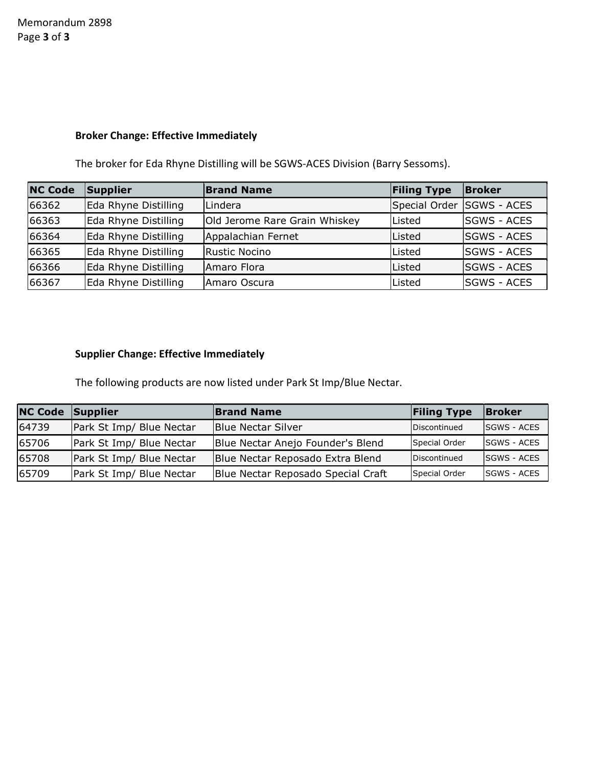**Broker Change: Effective Immediately**

The broker for Eda Rhyne Distilling will be SGWS-ACES Division (Barry Sessoms).

| NC Code | Supplier | Brand Name | Filing Type | Broker |
|---|---|---|---|---|
| 66362 | Eda Rhyne Distilling | Lindera | Special Order | SGWS - ACES |
| 66363 | Eda Rhyne Distilling | Old Jerome Rare Grain Whiskey | Listed | SGWS - ACES |
| 66364 | Eda Rhyne Distilling | Appalachian Fernet | Listed | SGWS - ACES |
| 66365 | Eda Rhyne Distilling | Rustic Nocino | Listed | SGWS - ACES |
| 66366 | Eda Rhyne Distilling | Amaro Flora | Listed | SGWS - ACES |
| 66367 | Eda Rhyne Distilling | Amaro Oscura | Listed | SGWS - ACES |

**Supplier Change: Effective Immediately**

The following products are now listed under Park St Imp/Blue Nectar.

| NC Code | Supplier | Brand Name | Filing Type | Broker |
|---|---|---|---|---|
| 64739 | Park St Imp/ Blue Nectar | Blue Nectar Silver | Discontinued | SGWS - ACES |
| 65706 | Park St Imp/ Blue Nectar | Blue Nectar Anejo Founder's Blend | Special Order | SGWS - ACES |
| 65708 | Park St Imp/ Blue Nectar | Blue Nectar Reposado Extra Blend | Discontinued | SGWS - ACES |
| 65709 | Park St Imp/ Blue Nectar | Blue Nectar Reposado Special Craft | Special Order | SGWS - ACES |